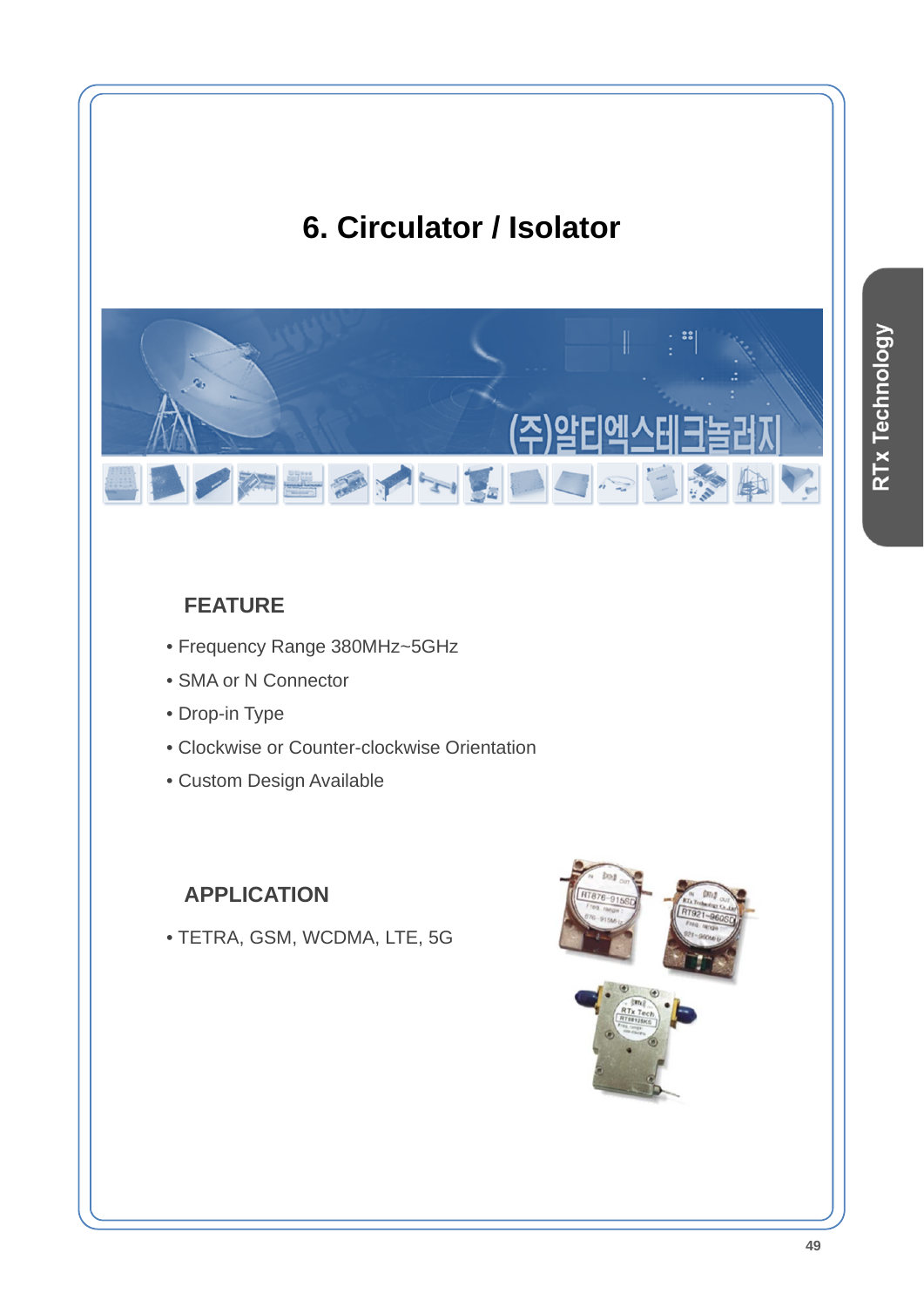# 6. Circulator / Isolator

## FEATURE

- Frequency Range 380MHz~5GHz
- SMA or N Connector
- Drop-in Type
- Clockwise or Counter-clockwise Orientation
- Custom Design Available

## APPLICATION

- TETRA, GSM, WCDMA, LTE, 5G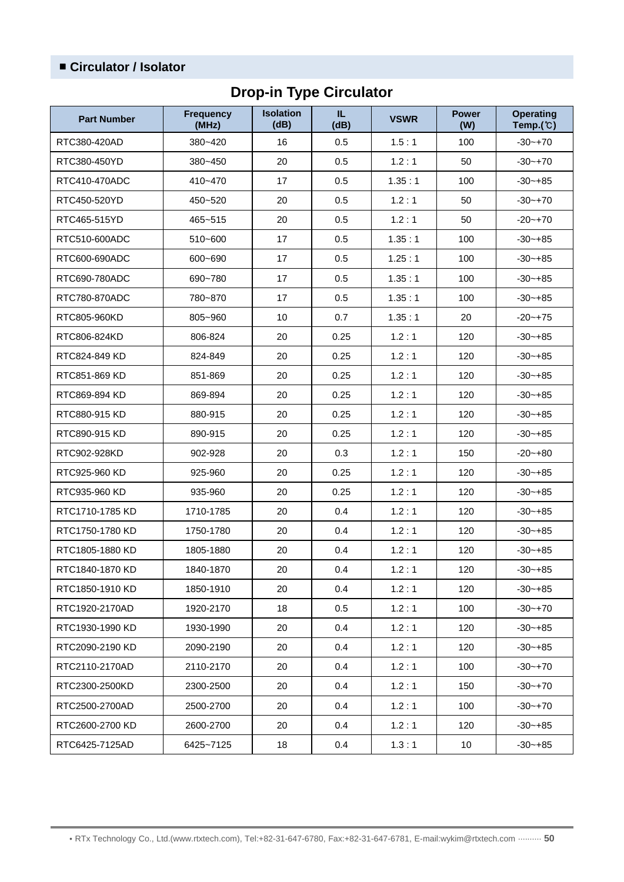## ■ Circulator / Isolator

# Drop-in Type Circulator

| Part Number | Frequency (MHz) | Isolation (dB) | IL (dB) | VSWR | Power (W) | Operating Temp.(℃) |
|---|---|---|---|---|---|---|
| RTC380-420AD | 380~420 | 16 | 0.5 | 1.5 : 1 | 100 | -30~+70 |
| RTC380-450YD | 380~450 | 20 | 0.5 | 1.2 : 1 | 50 | -30~+70 |
| RTC410-470ADC | 410~470 | 17 | 0.5 | 1.35 : 1 | 100 | -30~+85 |
| RTC450-520YD | 450~520 | 20 | 0.5 | 1.2 : 1 | 50 | -30~+70 |
| RTC465-515YD | 465~515 | 20 | 0.5 | 1.2 : 1 | 50 | -20~+70 |
| RTC510-600ADC | 510~600 | 17 | 0.5 | 1.35 : 1 | 100 | -30~+85 |
| RTC600-690ADC | 600~690 | 17 | 0.5 | 1.25 : 1 | 100 | -30~+85 |
| RTC690-780ADC | 690~780 | 17 | 0.5 | 1.35 : 1 | 100 | -30~+85 |
| RTC780-870ADC | 780~870 | 17 | 0.5 | 1.35 : 1 | 100 | -30~+85 |
| RTC805-960KD | 805~960 | 10 | 0.7 | 1.35 : 1 | 20 | -20~+75 |
| RTC806-824KD | 806-824 | 20 | 0.25 | 1.2 : 1 | 120 | -30~+85 |
| RTC824-849 KD | 824-849 | 20 | 0.25 | 1.2 : 1 | 120 | -30~+85 |
| RTC851-869 KD | 851-869 | 20 | 0.25 | 1.2 : 1 | 120 | -30~+85 |
| RTC869-894 KD | 869-894 | 20 | 0.25 | 1.2 : 1 | 120 | -30~+85 |
| RTC880-915 KD | 880-915 | 20 | 0.25 | 1.2 : 1 | 120 | -30~+85 |
| RTC890-915 KD | 890-915 | 20 | 0.25 | 1.2 : 1 | 120 | -30~+85 |
| RTC902-928KD | 902-928 | 20 | 0.3 | 1.2 : 1 | 150 | -20~+80 |
| RTC925-960 KD | 925-960 | 20 | 0.25 | 1.2 : 1 | 120 | -30~+85 |
| RTC935-960 KD | 935-960 | 20 | 0.25 | 1.2 : 1 | 120 | -30~+85 |
| RTC1710-1785 KD | 1710-1785 | 20 | 0.4 | 1.2 : 1 | 120 | -30~+85 |
| RTC1750-1780 KD | 1750-1780 | 20 | 0.4 | 1.2 : 1 | 120 | -30~+85 |
| RTC1805-1880 KD | 1805-1880 | 20 | 0.4 | 1.2 : 1 | 120 | -30~+85 |
| RTC1840-1870 KD | 1840-1870 | 20 | 0.4 | 1.2 : 1 | 120 | -30~+85 |
| RTC1850-1910 KD | 1850-1910 | 20 | 0.4 | 1.2 : 1 | 120 | -30~+85 |
| RTC1920-2170AD | 1920-2170 | 18 | 0.5 | 1.2 : 1 | 100 | -30~+70 |
| RTC1930-1990 KD | 1930-1990 | 20 | 0.4 | 1.2 : 1 | 120 | -30~+85 |
| RTC2090-2190 KD | 2090-2190 | 20 | 0.4 | 1.2 : 1 | 120 | -30~+85 |
| RTC2110-2170AD | 2110-2170 | 20 | 0.4 | 1.2 : 1 | 100 | -30~+70 |
| RTC2300-2500KD | 2300-2500 | 20 | 0.4 | 1.2 : 1 | 150 | -30~+70 |
| RTC2500-2700AD | 2500-2700 | 20 | 0.4 | 1.2 : 1 | 100 | -30~+70 |
| RTC2600-2700 KD | 2600-2700 | 20 | 0.4 | 1.2 : 1 | 120 | -30~+85 |
| RTC6425-7125AD | 6425~7125 | 18 | 0.4 | 1.3 : 1 | 10 | -30~+85 |

• RTx Technology Co., Ltd.(www.rtxtech.com), Tel:+82-31-647-6780, Fax:+82-31-647-6781, E-mail:wykim@rtxtech.com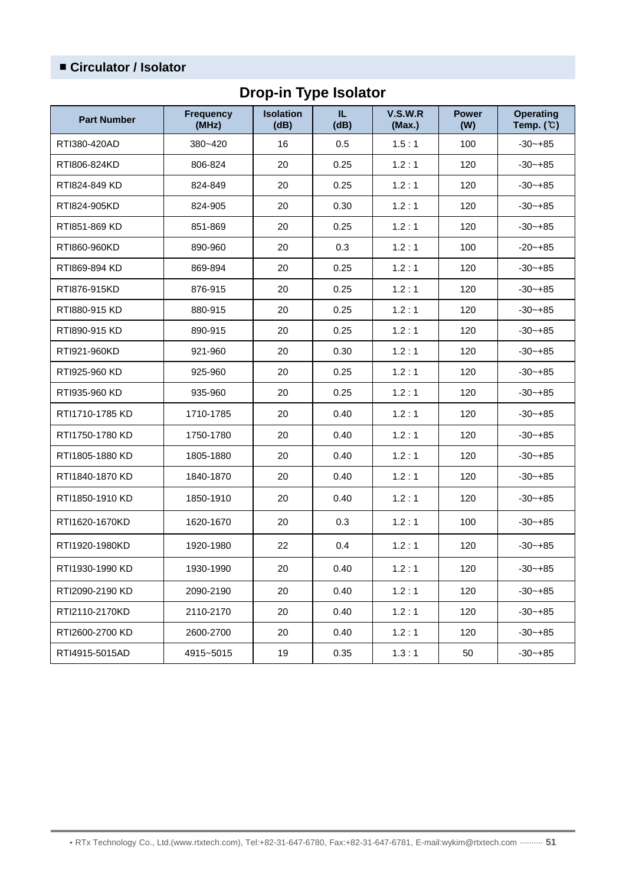## ■ Circulator / Isolator

### Drop-in Type Isolator

| Part Number | Frequency (MHz) | Isolation (dB) | IL (dB) | V.S.W.R (Max.) | Power (W) | Operating Temp. (℃) |
|---|---|---|---|---|---|---|
| RTI380-420AD | 380~420 | 16 | 0.5 | 1.5 : 1 | 100 | -30~+85 |
| RTI806-824KD | 806-824 | 20 | 0.25 | 1.2 : 1 | 120 | -30~+85 |
| RTI824-849 KD | 824-849 | 20 | 0.25 | 1.2 : 1 | 120 | -30~+85 |
| RTI824-905KD | 824-905 | 20 | 0.30 | 1.2 : 1 | 120 | -30~+85 |
| RTI851-869 KD | 851-869 | 20 | 0.25 | 1.2 : 1 | 120 | -30~+85 |
| RTI860-960KD | 890-960 | 20 | 0.3 | 1.2 : 1 | 100 | -20~+85 |
| RTI869-894 KD | 869-894 | 20 | 0.25 | 1.2 : 1 | 120 | -30~+85 |
| RTI876-915KD | 876-915 | 20 | 0.25 | 1.2 : 1 | 120 | -30~+85 |
| RTI880-915 KD | 880-915 | 20 | 0.25 | 1.2 : 1 | 120 | -30~+85 |
| RTI890-915 KD | 890-915 | 20 | 0.25 | 1.2 : 1 | 120 | -30~+85 |
| RTI921-960KD | 921-960 | 20 | 0.30 | 1.2 : 1 | 120 | -30~+85 |
| RTI925-960 KD | 925-960 | 20 | 0.25 | 1.2 : 1 | 120 | -30~+85 |
| RTI935-960 KD | 935-960 | 20 | 0.25 | 1.2 : 1 | 120 | -30~+85 |
| RTI1710-1785 KD | 1710-1785 | 20 | 0.40 | 1.2 : 1 | 120 | -30~+85 |
| RTI1750-1780 KD | 1750-1780 | 20 | 0.40 | 1.2 : 1 | 120 | -30~+85 |
| RTI1805-1880 KD | 1805-1880 | 20 | 0.40 | 1.2 : 1 | 120 | -30~+85 |
| RTI1840-1870 KD | 1840-1870 | 20 | 0.40 | 1.2 : 1 | 120 | -30~+85 |
| RTI1850-1910 KD | 1850-1910 | 20 | 0.40 | 1.2 : 1 | 120 | -30~+85 |
| RTI1620-1670KD | 1620-1670 | 20 | 0.3 | 1.2 : 1 | 100 | -30~+85 |
| RTI1920-1980KD | 1920-1980 | 22 | 0.4 | 1.2 : 1 | 120 | -30~+85 |
| RTI1930-1990 KD | 1930-1990 | 20 | 0.40 | 1.2 : 1 | 120 | -30~+85 |
| RTI2090-2190 KD | 2090-2190 | 20 | 0.40 | 1.2 : 1 | 120 | -30~+85 |
| RTI2110-2170KD | 2110-2170 | 20 | 0.40 | 1.2 : 1 | 120 | -30~+85 |
| RTI2600-2700 KD | 2600-2700 | 20 | 0.40 | 1.2 : 1 | 120 | -30~+85 |
| RTI4915-5015AD | 4915~5015 | 19 | 0.35 | 1.3 : 1 | 50 | -30~+85 |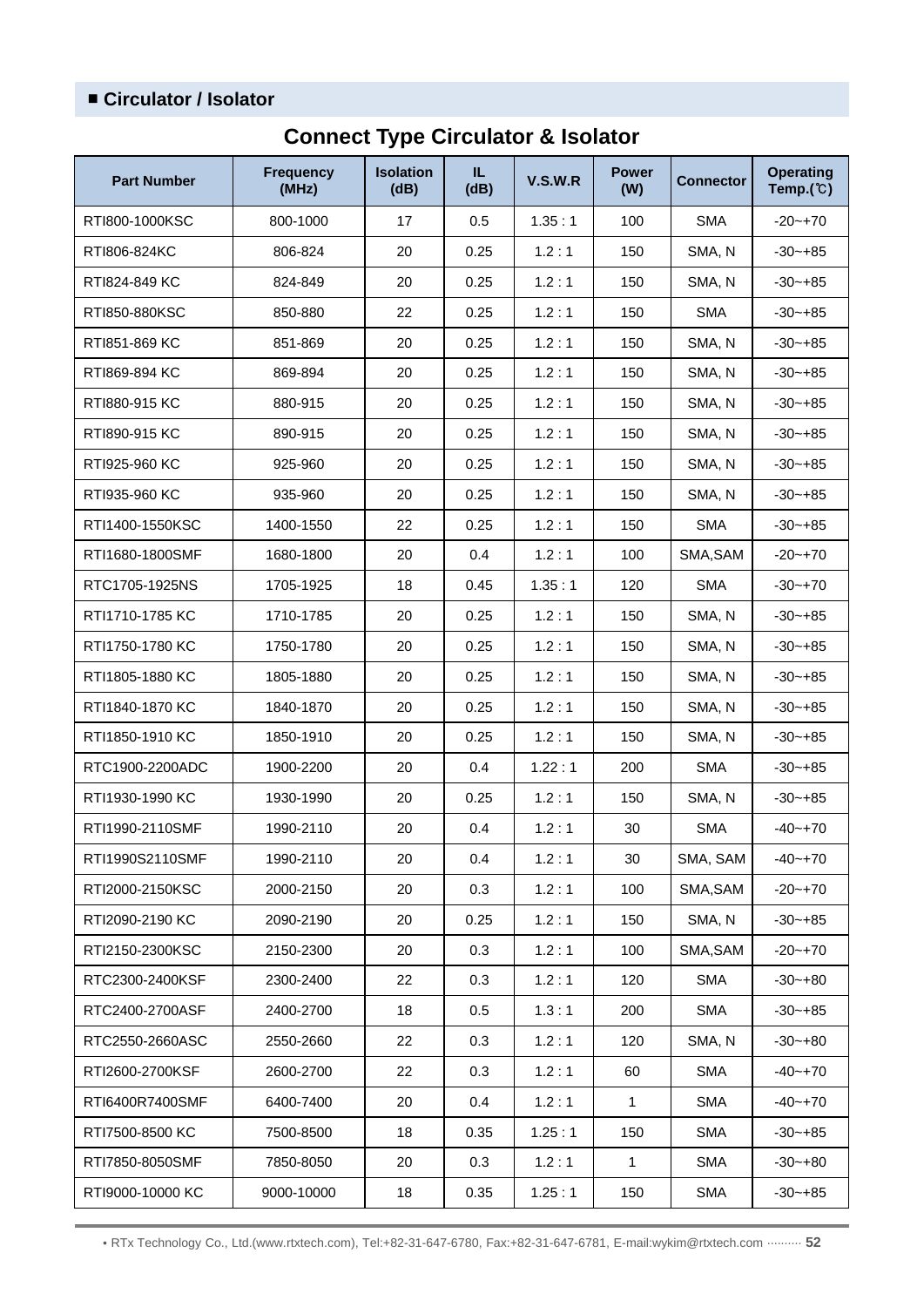## ■ Circulator / Isolator

# Connect Type Circulator & Isolator

| Part Number | Frequency (MHz) | Isolation (dB) | IL (dB) | V.S.W.R | Power (W) | Connector | Operating Temp.(℃) |
|---|---|---|---|---|---|---|---|
| RTI800-1000KSC | 800-1000 | 17 | 0.5 | 1.35 : 1 | 100 | SMA | -20~+70 |
| RTI806-824KC | 806-824 | 20 | 0.25 | 1.2 : 1 | 150 | SMA, N | -30~+85 |
| RTI824-849 KC | 824-849 | 20 | 0.25 | 1.2 : 1 | 150 | SMA, N | -30~+85 |
| RTI850-880KSC | 850-880 | 22 | 0.25 | 1.2 : 1 | 150 | SMA | -30~+85 |
| RTI851-869 KC | 851-869 | 20 | 0.25 | 1.2 : 1 | 150 | SMA, N | -30~+85 |
| RTI869-894 KC | 869-894 | 20 | 0.25 | 1.2 : 1 | 150 | SMA, N | -30~+85 |
| RTI880-915 KC | 880-915 | 20 | 0.25 | 1.2 : 1 | 150 | SMA, N | -30~+85 |
| RTI890-915 KC | 890-915 | 20 | 0.25 | 1.2 : 1 | 150 | SMA, N | -30~+85 |
| RTI925-960 KC | 925-960 | 20 | 0.25 | 1.2 : 1 | 150 | SMA, N | -30~+85 |
| RTI935-960 KC | 935-960 | 20 | 0.25 | 1.2 : 1 | 150 | SMA, N | -30~+85 |
| RTI1400-1550KSC | 1400-1550 | 22 | 0.25 | 1.2 : 1 | 150 | SMA | -30~+85 |
| RTI1680-1800SMF | 1680-1800 | 20 | 0.4 | 1.2 : 1 | 100 | SMA,SAM | -20~+70 |
| RTC1705-1925NS | 1705-1925 | 18 | 0.45 | 1.35 : 1 | 120 | SMA | -30~+70 |
| RTI1710-1785 KC | 1710-1785 | 20 | 0.25 | 1.2 : 1 | 150 | SMA, N | -30~+85 |
| RTI1750-1780 KC | 1750-1780 | 20 | 0.25 | 1.2 : 1 | 150 | SMA, N | -30~+85 |
| RTI1805-1880 KC | 1805-1880 | 20 | 0.25 | 1.2 : 1 | 150 | SMA, N | -30~+85 |
| RTI1840-1870 KC | 1840-1870 | 20 | 0.25 | 1.2 : 1 | 150 | SMA, N | -30~+85 |
| RTI1850-1910 KC | 1850-1910 | 20 | 0.25 | 1.2 : 1 | 150 | SMA, N | -30~+85 |
| RTC1900-2200ADC | 1900-2200 | 20 | 0.4 | 1.22 : 1 | 200 | SMA | -30~+85 |
| RTI1930-1990 KC | 1930-1990 | 20 | 0.25 | 1.2 : 1 | 150 | SMA, N | -30~+85 |
| RTI1990-2110SMF | 1990-2110 | 20 | 0.4 | 1.2 : 1 | 30 | SMA | -40~+70 |
| RTI1990S2110SMF | 1990-2110 | 20 | 0.4 | 1.2 : 1 | 30 | SMA, SAM | -40~+70 |
| RTI2000-2150KSC | 2000-2150 | 20 | 0.3 | 1.2 : 1 | 100 | SMA,SAM | -20~+70 |
| RTI2090-2190 KC | 2090-2190 | 20 | 0.25 | 1.2 : 1 | 150 | SMA, N | -30~+85 |
| RTI2150-2300KSC | 2150-2300 | 20 | 0.3 | 1.2 : 1 | 100 | SMA,SAM | -20~+70 |
| RTC2300-2400KSF | 2300-2400 | 22 | 0.3 | 1.2 : 1 | 120 | SMA | -30~+80 |
| RTC2400-2700ASF | 2400-2700 | 18 | 0.5 | 1.3 : 1 | 200 | SMA | -30~+85 |
| RTC2550-2660ASC | 2550-2660 | 22 | 0.3 | 1.2 : 1 | 120 | SMA, N | -30~+80 |
| RTI2600-2700KSF | 2600-2700 | 22 | 0.3 | 1.2 : 1 | 60 | SMA | -40~+70 |
| RTI6400R7400SMF | 6400-7400 | 20 | 0.4 | 1.2 : 1 | 1 | SMA | -40~+70 |
| RTI7500-8500 KC | 7500-8500 | 18 | 0.35 | 1.25 : 1 | 150 | SMA | -30~+85 |
| RTI7850-8050SMF | 7850-8050 | 20 | 0.3 | 1.2 : 1 | 1 | SMA | -30~+80 |
| RTI9000-10000 KC | 9000-10000 | 18 | 0.35 | 1.25 : 1 | 150 | SMA | -30~+85 |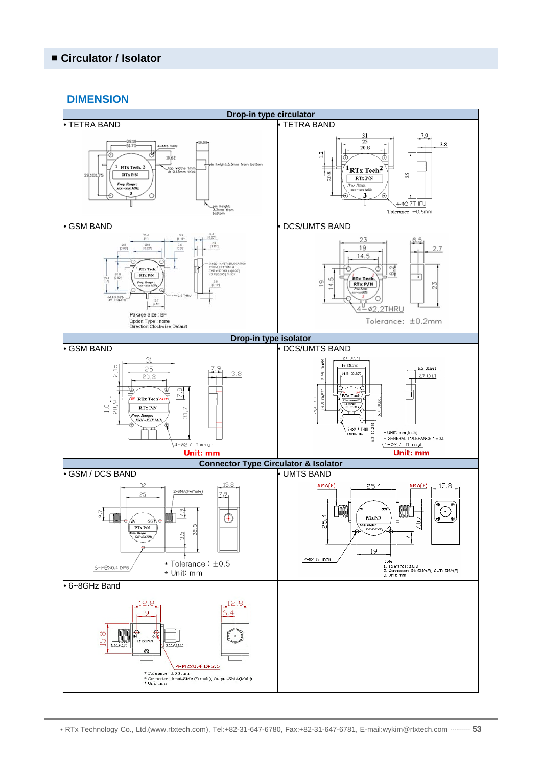# ■ Circulator / Isolator

## DIMENSION

### Drop-in type circulator

| • TETRA BAND | • TETRA BAND |
|---|---|
| 38.10, 31.75, 4-Φ3.5 THRU, 10.00, 10.62, 1 RTx Tech. 2, RTx P/N, Freq. Range : xxx ~xxx MHz, 3, 38.10, 31.75, pin height 3.3mm from bottom, top width 1mm & 0.13mm thick, pin height 3.3mm from bottom | 31, 25, 20.8, 7.9, 3.8, 1.2, 20.8, 25, 1 RTx Tech 2, RTx P/N, Freq. Range: xxx ~ xxx MHz, 3, 4-Φ2.7THRU, Tolerance: ±0.5mm |
| **• GSM BAND** | **• DCS/UMTS BAND** |
| Pakage Size : BF<br>Option Type : none<br>Direction:Clockwise Default | 23, 19, 14.5, 6.5, 2.7, 6.2, 19, 14.5, 23, RTx Tech. RTx P/N, 4-Φ2.2THRU<br>Tolerance: ±0.2mm |

### Drop-in type isolator

| • GSM BAND | • DCS/UMTS BAND |
|---|---|
| 31, 25, 20.8, 2.15, 7.9, 3.8, 7.8, 1.0, 20.9, 31.7, IN RTx Tech OUT, RTx P/N, Freq. Range: XXX ~XXX MHz, 4-Φ2.7 Through<br>**Unit: mm** | 24 [0.94], 19 [0.75], 14.5 [0.57], 2.25 [0.09], 6.5 [0.26], 2.7 [0.11], 25.4 [1.00], 14.5 [0.57], 6.7 [0.26], 6-Φ2.7 THRU, 5.3 [0.21]<br>- UNIT: mm[inch]<br>- GENERAL TOLERANCE : ±0.5<br>4-Φ2.7 Through<br>**Unit: mm** |

### Connector Type Circulator & Isolator

| • GSM / DCS BAND | • UMTS BAND |
|---|---|
| 32, 25, 2-SMA(Female), 15.8, 7.9, 9.7, 7.9, IN OUT, RTx P/N, Freq. Range: XXX ~XXX MHz, 35, 32.5, 6-M2X0.4 DP6<br>* Tolerance : ±0.5<br>* Unit: mm | SMA(F), 25.4, SMA(F), 15.8, IN OUT, RTX P/N, 25.4, 7.07, 7, 19, 2-Φ2.5 Thru<br>Note:<br>1. Tolerance: ±0.3<br>2. Connector: IN: SMA(F), OUT: SMA(F)<br>3. Unit: mm |
| **• 6~8GHz Band** | |
| 12.8, 9, 12.8, 6.4, 15.8, IN OUT, SMA(F), RTx P/N, SMA(M), 4-M2x0.4 DP3.5<br>* Tolerance : ±0.3 mm<br>* Connector : Input-SMA(Female), Output-SMA(Male)<br>* Unit :mm | |

• RTx Technology Co., Ltd.(www.rtxtech.com), Tel:+82-31-647-6780, Fax:+82-31-647-6781, E-mail:wykim@rtxtech.com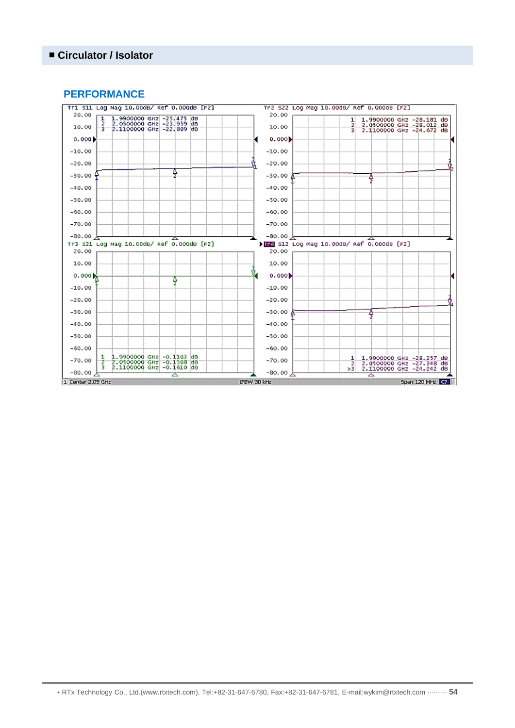## ■ Circulator / Isolator

### PERFORMANCE

Tr1 S11 Log Mag 10.00dB/ Ref 0.000dB [F2]

1 1.9900000 GHz -25.475 dB
2 2.0500000 GHz -23.959 dB
3 2.1100000 GHz -22.809 dB

Tr2 S22 Log Mag 10.00dB/ Ref 0.000dB [F2]

1 1.9900000 GHz -28.181 dB
2 2.0500000 GHz -28.012 dB
3 2.1100000 GHz -24.672 dB

Tr3 S21 Log Mag 10.00dB/ Ref 0.000dB [F2]

1 1.9900000 GHz -0.1103 dB
2 2.0500000 GHz -0.1508 dB
3 2.1100000 GHz -0.1610 dB

Tr4 S12 Log Mag 10.00dB/ Ref 0.000dB [F2]

1 1.9900000 GHz -28.257 dB
2 2.0500000 GHz -27.348 dB
>3 2.1100000 GHz -24.242 dB

20.00, 10.00, 0.000, -10.00, -20.00, -30.00, -40.00, -50.00, -60.00, -70.00, -80.00

1 Center 2.05 GHz   IFBW 30 kHz   Span 120 MHz

• RTx Technology Co., Ltd.(www.rtxtech.com), Tel:+82-31-647-6780, Fax:+82-31-647-6781, E-mail:wykim@rtxtech.com